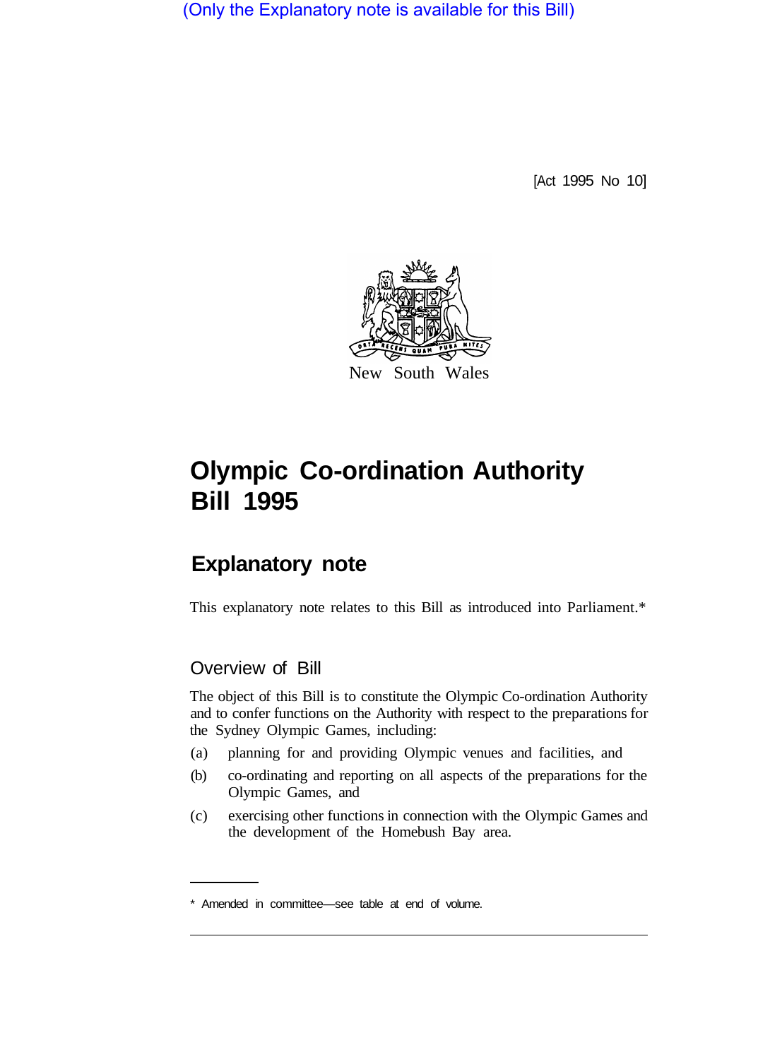(Only the Explanatory note is available for this Bill)

[Act 1995 No 10]

New South Wales

# Olympic Co-ordination Authority Bill 1995

## Explanatory note

This explanatory note relates to this Bill as introduced into Parliament.*

### Overview of Bill

The object of this Bill is to constitute the Olympic Co-ordination Authority and to confer functions on the Authority with respect to the preparations for the Sydney Olympic Games, including:

(a) planning for and providing Olympic venues and facilities, and

(b) co-ordinating and reporting on all aspects of the preparations for the Olympic Games, and

(c) exercising other functions in connection with the Olympic Games and the development of the Homebush Bay area.

* Amended in committee—see table at end of volume.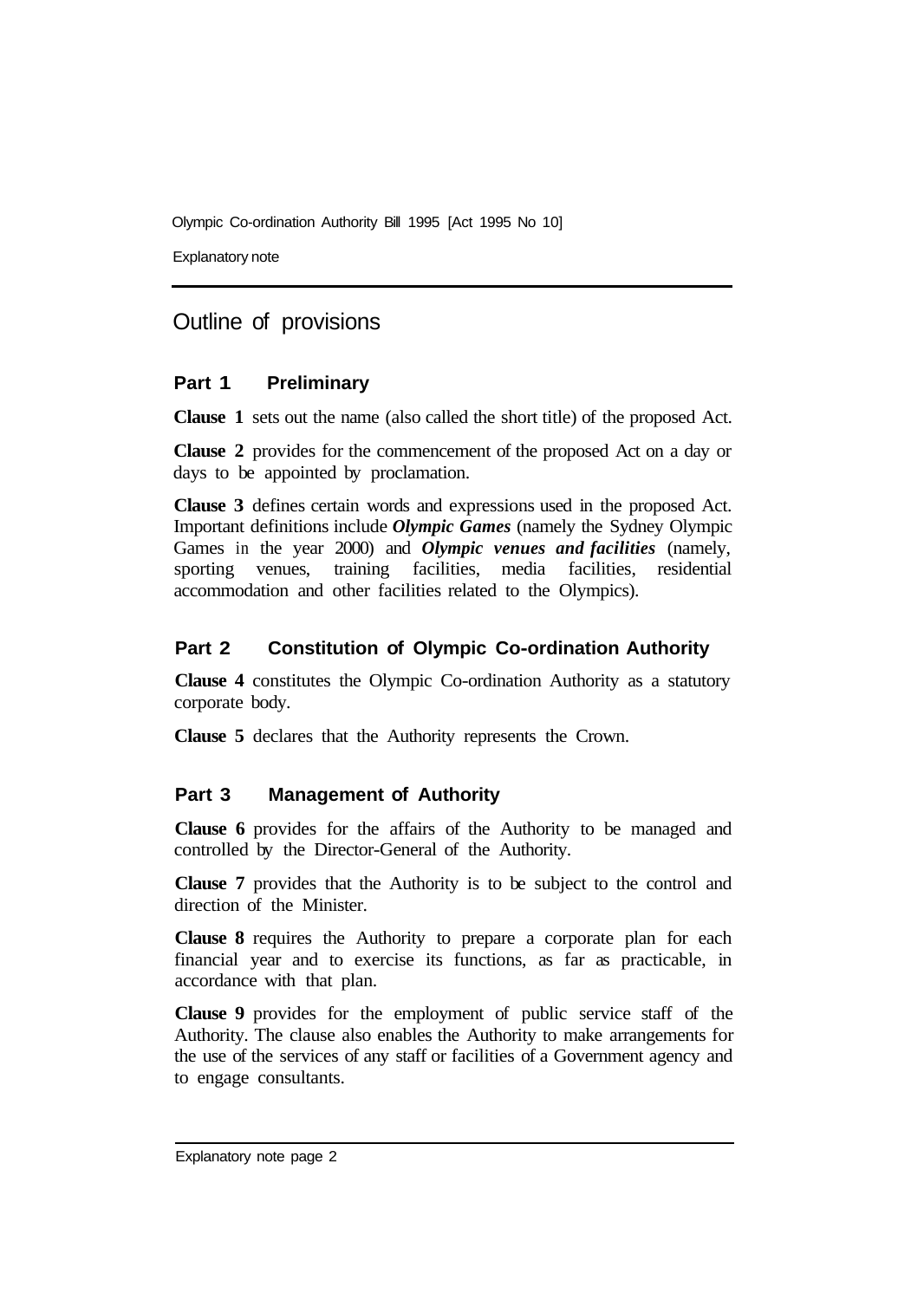## Outline of provisions

### Part 1 Preliminary

**Clause 1** sets out the name (also called the short title) of the proposed Act.

**Clause 2** provides for the commencement of the proposed Act on a day or days to be appointed by proclamation.

**Clause 3** defines certain words and expressions used in the proposed Act. Important definitions include ***Olympic Games*** (namely the Sydney Olympic Games in the year 2000) and ***Olympic venues and facilities*** (namely, sporting venues, training facilities, media facilities, residential accommodation and other facilities related to the Olympics).

### Part 2 Constitution of Olympic Co-ordination Authority

**Clause 4** constitutes the Olympic Co-ordination Authority as a statutory corporate body.

**Clause 5** declares that the Authority represents the Crown.

### Part 3 Management of Authority

**Clause 6** provides for the affairs of the Authority to be managed and controlled by the Director-General of the Authority.

**Clause 7** provides that the Authority is to be subject to the control and direction of the Minister.

**Clause 8** requires the Authority to prepare a corporate plan for each financial year and to exercise its functions, as far as practicable, in accordance with that plan.

**Clause 9** provides for the employment of public service staff of the Authority. The clause also enables the Authority to make arrangements for the use of the services of any staff or facilities of a Government agency and to engage consultants.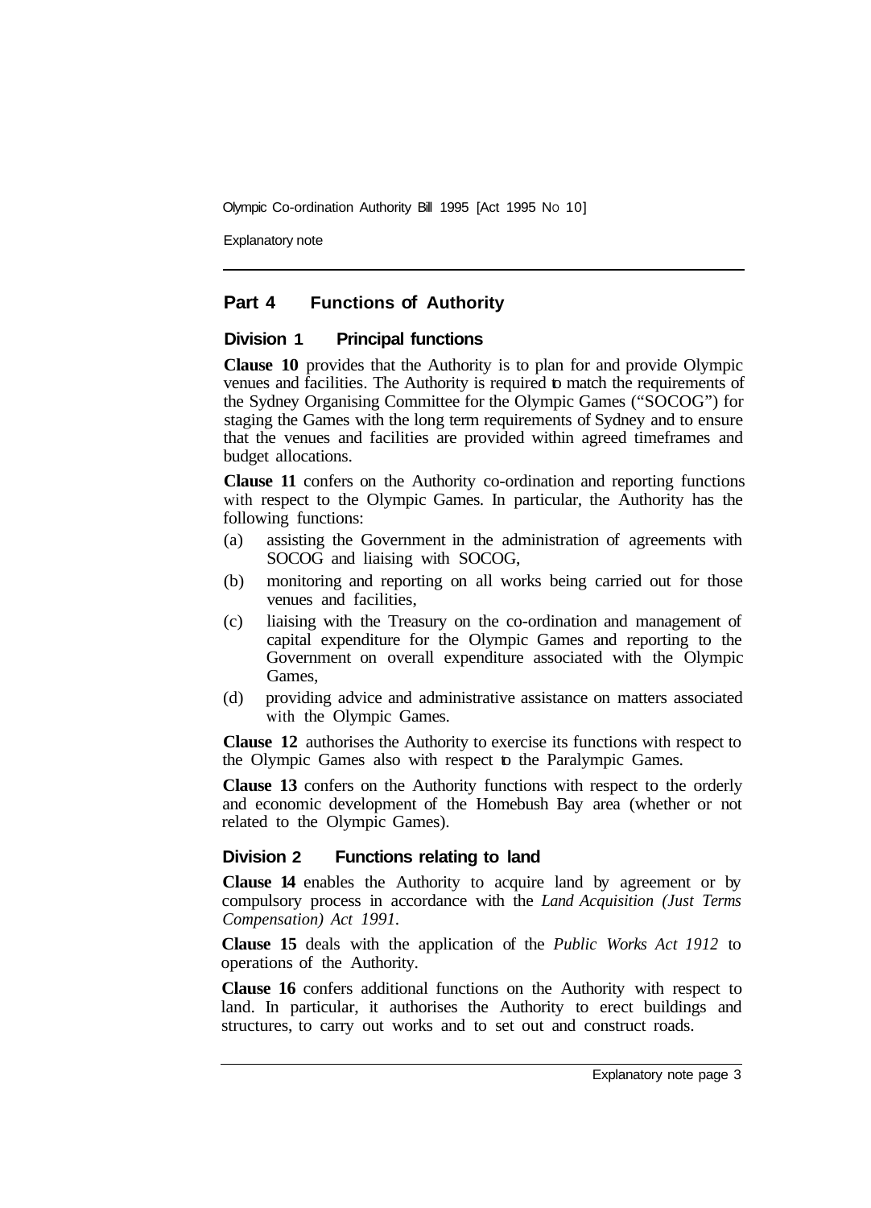## Part 4 Functions of Authority

### Division 1 Principal functions

**Clause 10** provides that the Authority is to plan for and provide Olympic venues and facilities. The Authority is required to match the requirements of the Sydney Organising Committee for the Olympic Games ("SOCOG") for staging the Games with the long term requirements of Sydney and to ensure that the venues and facilities are provided within agreed timeframes and budget allocations.

**Clause 11** confers on the Authority co-ordination and reporting functions with respect to the Olympic Games. In particular, the Authority has the following functions:

(a) assisting the Government in the administration of agreements with SOCOG and liaising with SOCOG,

(b) monitoring and reporting on all works being carried out for those venues and facilities,

(c) liaising with the Treasury on the co-ordination and management of capital expenditure for the Olympic Games and reporting to the Government on overall expenditure associated with the Olympic Games,

(d) providing advice and administrative assistance on matters associated with the Olympic Games.

**Clause 12** authorises the Authority to exercise its functions with respect to the Olympic Games also with respect to the Paralympic Games.

**Clause 13** confers on the Authority functions with respect to the orderly and economic development of the Homebush Bay area (whether or not related to the Olympic Games).

### Division 2 Functions relating to land

**Clause 14** enables the Authority to acquire land by agreement or by compulsory process in accordance with the *Land Acquisition (Just Terms Compensation) Act 1991.*

**Clause 15** deals with the application of the *Public Works Act 1912* to operations of the Authority.

**Clause 16** confers additional functions on the Authority with respect to land. In particular, it authorises the Authority to erect buildings and structures, to carry out works and to set out and construct roads.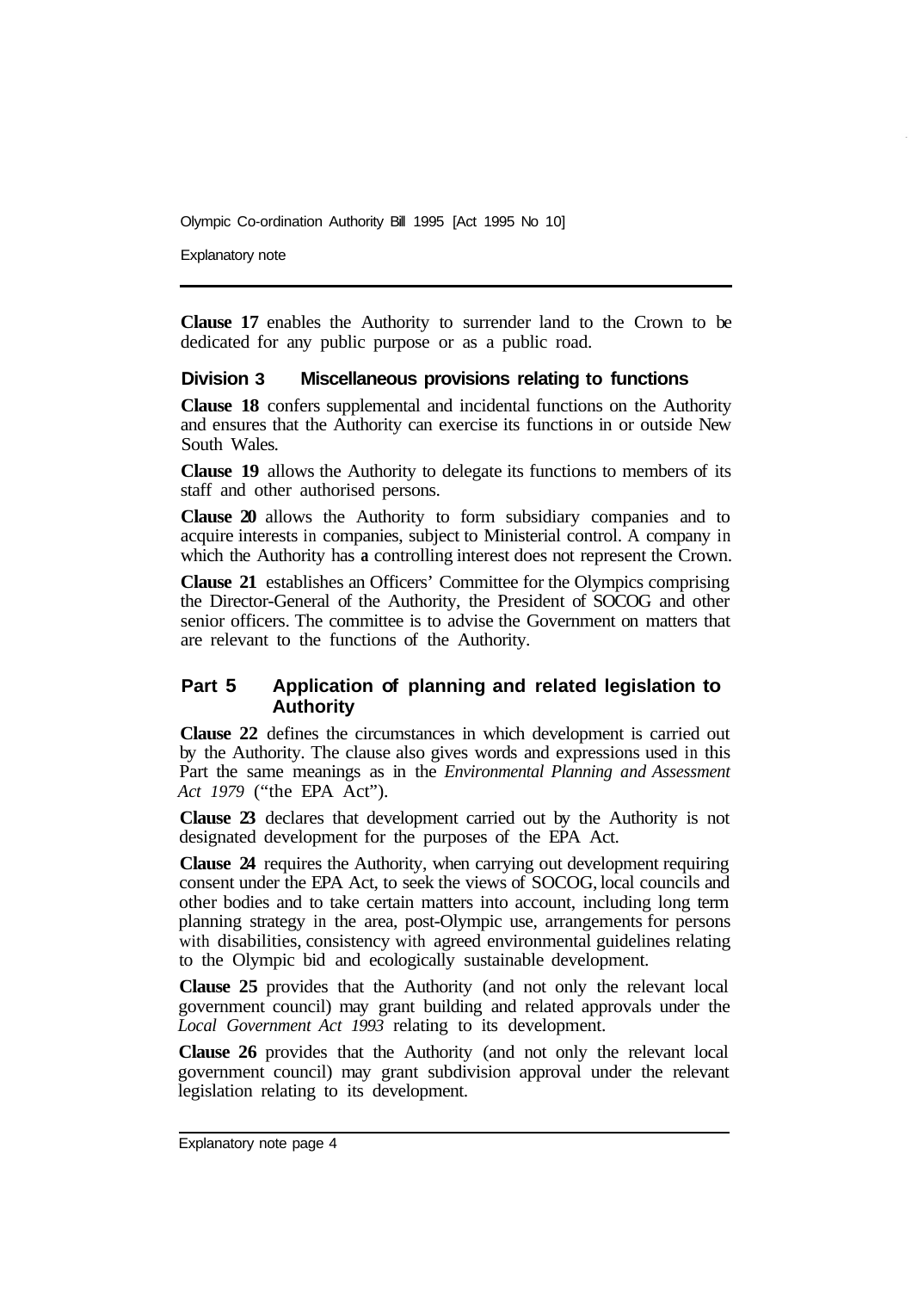**Clause 17** enables the Authority to surrender land to the Crown to be dedicated for any public purpose or as a public road.

### Division 3 Miscellaneous provisions relating to functions

**Clause 18** confers supplemental and incidental functions on the Authority and ensures that the Authority can exercise its functions in or outside New South Wales.

**Clause 19** allows the Authority to delegate its functions to members of its staff and other authorised persons.

**Clause 20** allows the Authority to form subsidiary companies and to acquire interests in companies, subject to Ministerial control. A company in which the Authority has **a** controlling interest does not represent the Crown.

**Clause 21** establishes an Officers' Committee for the Olympics comprising the Director-General of the Authority, the President of SOCOG and other senior officers. The committee is to advise the Government on matters that are relevant to the functions of the Authority.

## Part 5 Application of planning and related legislation to Authority

**Clause 22** defines the circumstances in which development is carried out by the Authority. The clause also gives words and expressions used in this Part the same meanings as in the *Environmental Planning and Assessment Act 1979* ("the EPA Act").

**Clause 23** declares that development carried out by the Authority is not designated development for the purposes of the EPA Act.

**Clause 24** requires the Authority, when carrying out development requiring consent under the EPA Act, to seek the views of SOCOG, local councils and other bodies and to take certain matters into account, including long term planning strategy in the area, post-Olympic use, arrangements for persons with disabilities, consistency with agreed environmental guidelines relating to the Olympic bid and ecologically sustainable development.

**Clause 25** provides that the Authority (and not only the relevant local government council) may grant building and related approvals under the *Local Government Act 1993* relating to its development.

**Clause 26** provides that the Authority (and not only the relevant local government council) may grant subdivision approval under the relevant legislation relating to its development.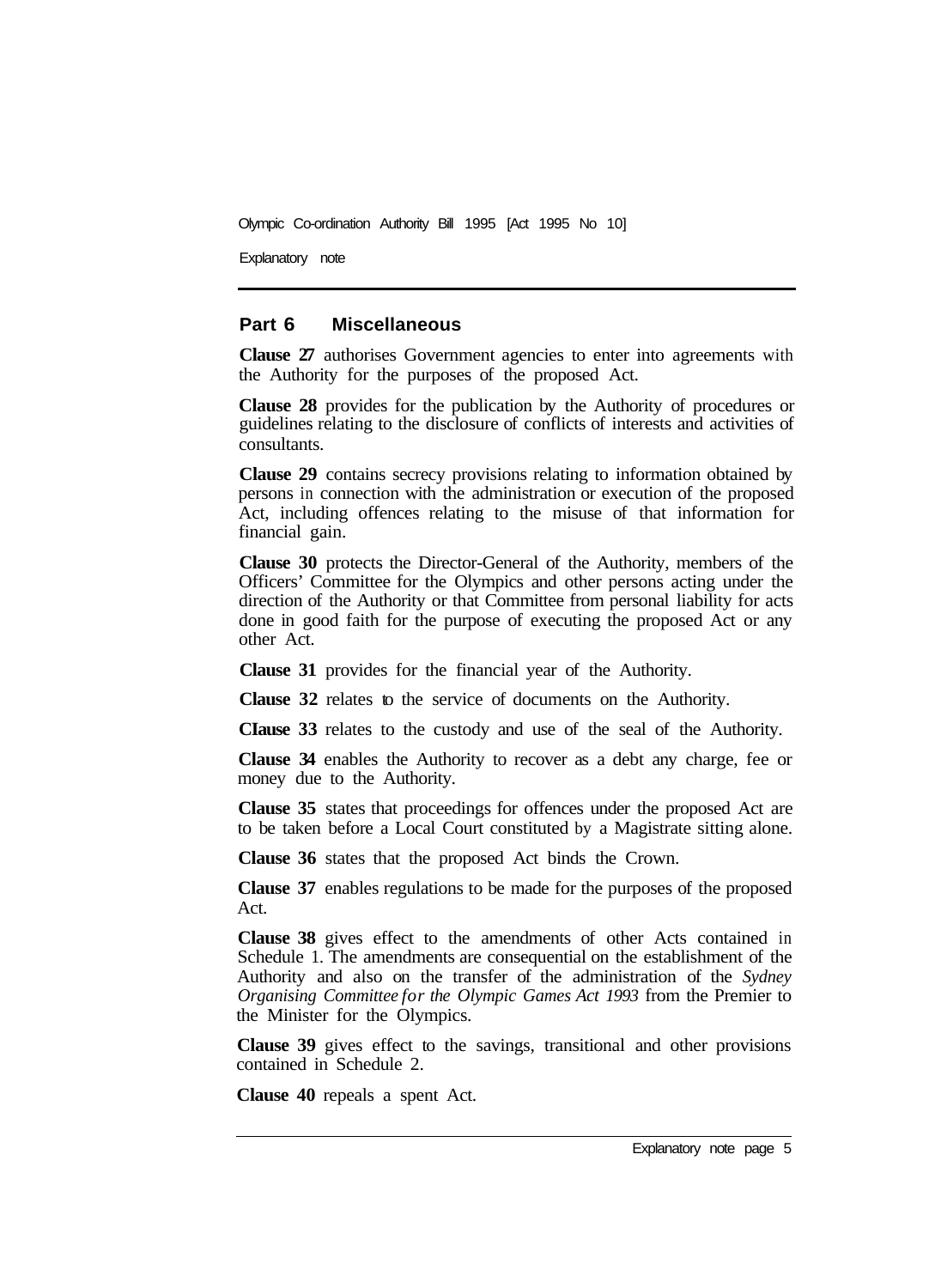## Part 6 Miscellaneous

**Clause 27** authorises Government agencies to enter into agreements with the Authority for the purposes of the proposed Act.

**Clause 28** provides for the publication by the Authority of procedures or guidelines relating to the disclosure of conflicts of interests and activities of consultants.

**Clause 29** contains secrecy provisions relating to information obtained by persons in connection with the administration or execution of the proposed Act, including offences relating to the misuse of that information for financial gain.

**Clause 30** protects the Director-General of the Authority, members of the Officers' Committee for the Olympics and other persons acting under the direction of the Authority or that Committee from personal liability for acts done in good faith for the purpose of executing the proposed Act or any other Act.

**Clause 31** provides for the financial year of the Authority.

**Clause 32** relates to the service of documents on the Authority.

**Clause 33** relates to the custody and use of the seal of the Authority.

**Clause 34** enables the Authority to recover as a debt any charge, fee or money due to the Authority.

**Clause 35** states that proceedings for offences under the proposed Act are to be taken before a Local Court constituted by a Magistrate sitting alone.

**Clause 36** states that the proposed Act binds the Crown.

**Clause 37** enables regulations to be made for the purposes of the proposed Act.

**Clause 38** gives effect to the amendments of other Acts contained in Schedule 1. The amendments are consequential on the establishment of the Authority and also on the transfer of the administration of the *Sydney Organising Committee for the Olympic Games Act 1993* from the Premier to the Minister for the Olympics.

**Clause 39** gives effect to the savings, transitional and other provisions contained in Schedule 2.

**Clause 40** repeals a spent Act.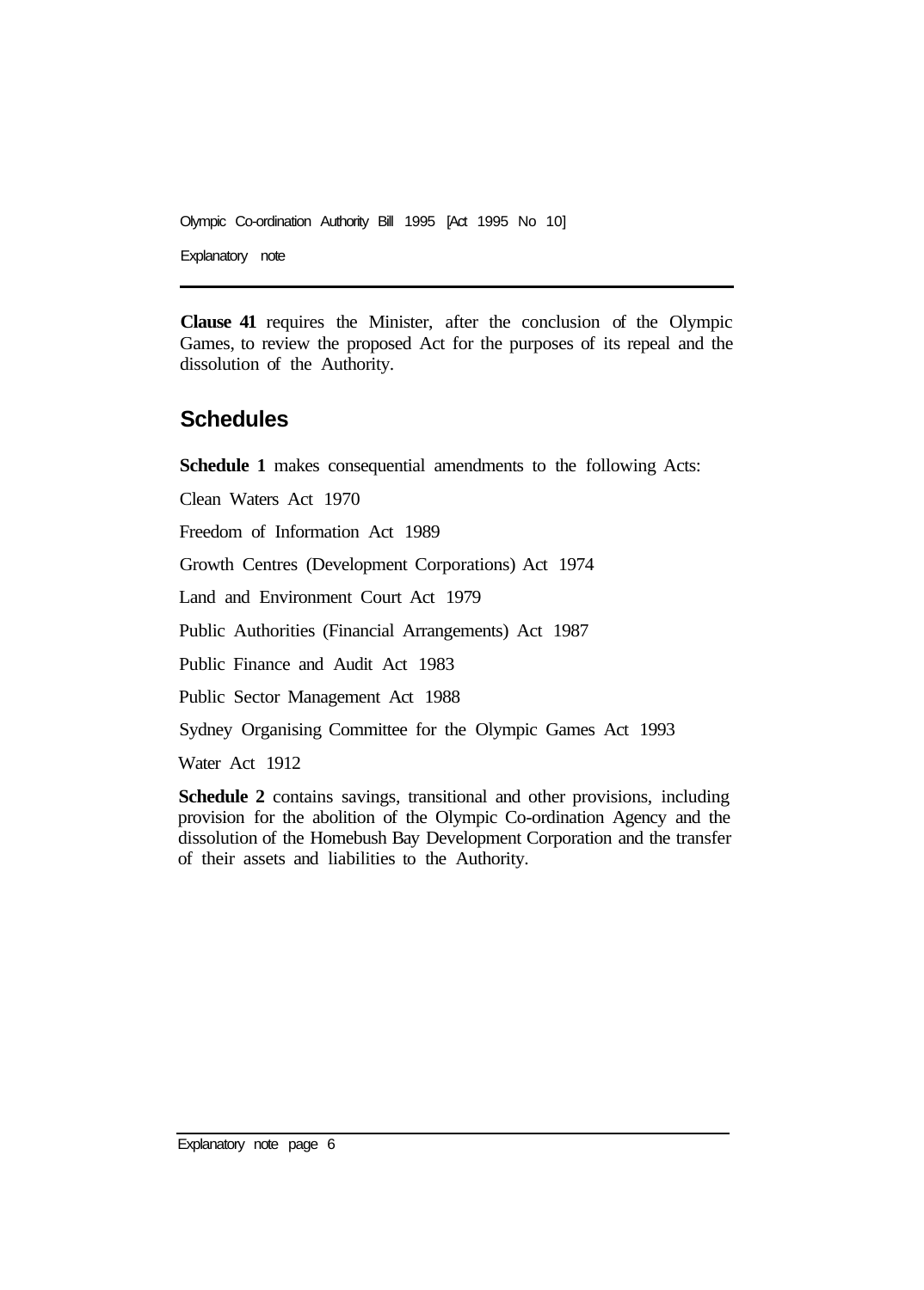**Clause 41** requires the Minister, after the conclusion of the Olympic Games, to review the proposed Act for the purposes of its repeal and the dissolution of the Authority.

## Schedules

**Schedule 1** makes consequential amendments to the following Acts:

Clean Waters Act 1970

Freedom of Information Act 1989

Growth Centres (Development Corporations) Act 1974

Land and Environment Court Act 1979

Public Authorities (Financial Arrangements) Act 1987

Public Finance and Audit Act 1983

Public Sector Management Act 1988

Sydney Organising Committee for the Olympic Games Act 1993

Water Act 1912

**Schedule 2** contains savings, transitional and other provisions, including provision for the abolition of the Olympic Co-ordination Agency and the dissolution of the Homebush Bay Development Corporation and the transfer of their assets and liabilities to the Authority.